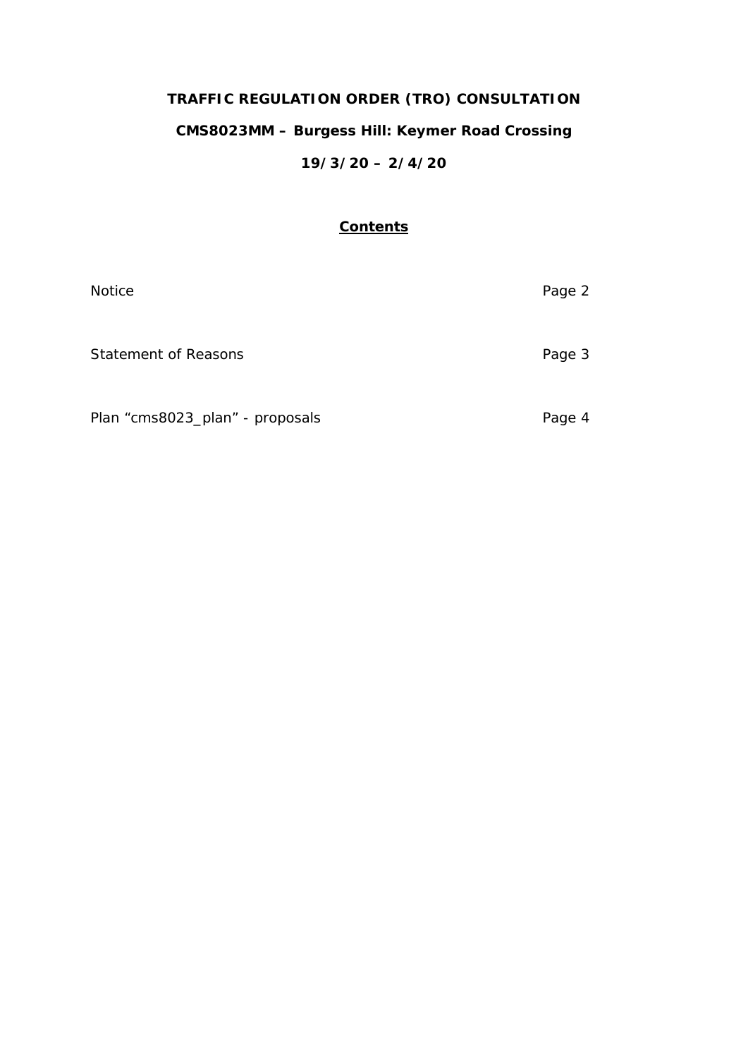# TRAFFIC REGULATION ORDER (TRO) CONSULTATION

## CMS8023MM – Burgess Hill: Keymer Road Crossing

## 19/3/20 – 2/4/20

### Contents

| | |
|---|---|
| Notice | Page 2 |
| Statement of Reasons | Page 3 |
| Plan "cms8023_plan" - proposals | Page 4 |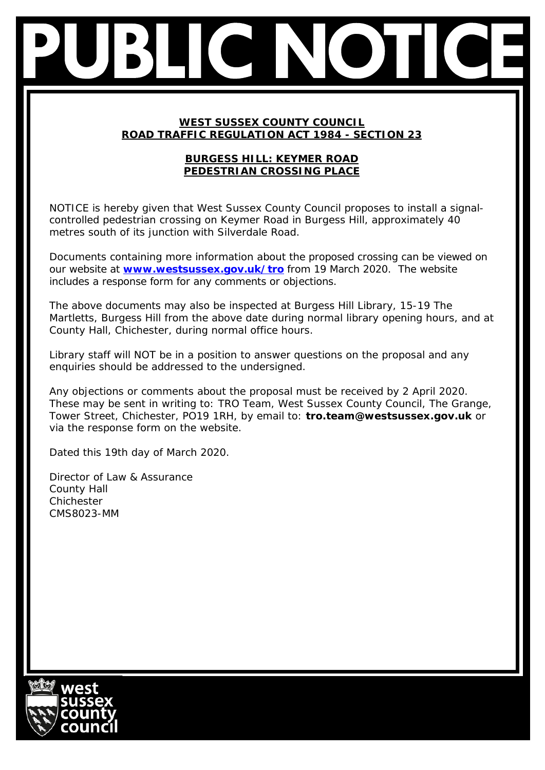# PUBLIC NOTICE

**WEST SUSSEX COUNTY COUNCIL**
**ROAD TRAFFIC REGULATION ACT 1984 - SECTION 23**

**BURGESS HILL: KEYMER ROAD**
**PEDESTRIAN CROSSING PLACE**

NOTICE is hereby given that West Sussex County Council proposes to install a signal-controlled pedestrian crossing on Keymer Road in Burgess Hill, approximately 40 metres south of its junction with Silverdale Road.

Documents containing more information about the proposed crossing can be viewed on our website at **www.westsussex.gov.uk/tro** from 19 March 2020. The website includes a response form for any comments or objections.

The above documents may also be inspected at Burgess Hill Library, 15-19 The Martletts, Burgess Hill from the above date during normal library opening hours, and at County Hall, Chichester, during normal office hours.

Library staff will NOT be in a position to answer questions on the proposal and any enquiries should be addressed to the undersigned.

Any objections or comments about the proposal must be received by 2 April 2020. These may be sent in writing to: TRO Team, West Sussex County Council, The Grange, Tower Street, Chichester, PO19 1RH, by email to: **tro.team@westsussex.gov.uk** or via the response form on the website.

Dated this 19th day of March 2020.

Director of Law & Assurance
County Hall
Chichester
CMS8023-MM

west sussex county council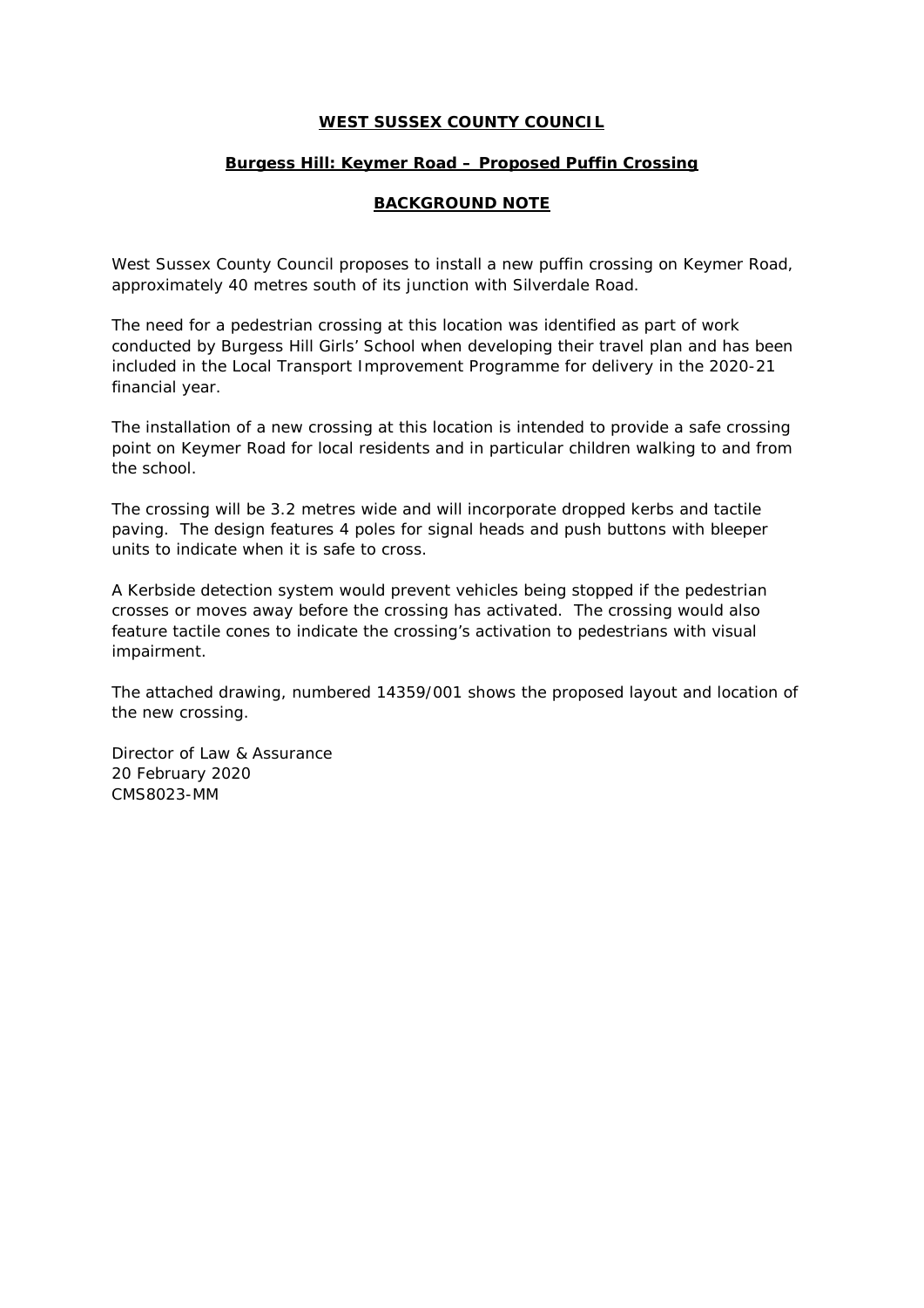**WEST SUSSEX COUNTY COUNCIL**

**Burgess Hill: Keymer Road – Proposed Puffin Crossing**

**BACKGROUND NOTE**

West Sussex County Council proposes to install a new puffin crossing on Keymer Road, approximately 40 metres south of its junction with Silverdale Road.

The need for a pedestrian crossing at this location was identified as part of work conducted by Burgess Hill Girls' School when developing their travel plan and has been included in the Local Transport Improvement Programme for delivery in the 2020-21 financial year.

The installation of a new crossing at this location is intended to provide a safe crossing point on Keymer Road for local residents and in particular children walking to and from the school.

The crossing will be 3.2 metres wide and will incorporate dropped kerbs and tactile paving. The design features 4 poles for signal heads and push buttons with bleeper units to indicate when it is safe to cross.

A Kerbside detection system would prevent vehicles being stopped if the pedestrian crosses or moves away before the crossing has activated. The crossing would also feature tactile cones to indicate the crossing's activation to pedestrians with visual impairment.

The attached drawing, numbered 14359/001 shows the proposed layout and location of the new crossing.

Director of Law & Assurance
20 February 2020
CMS8023-MM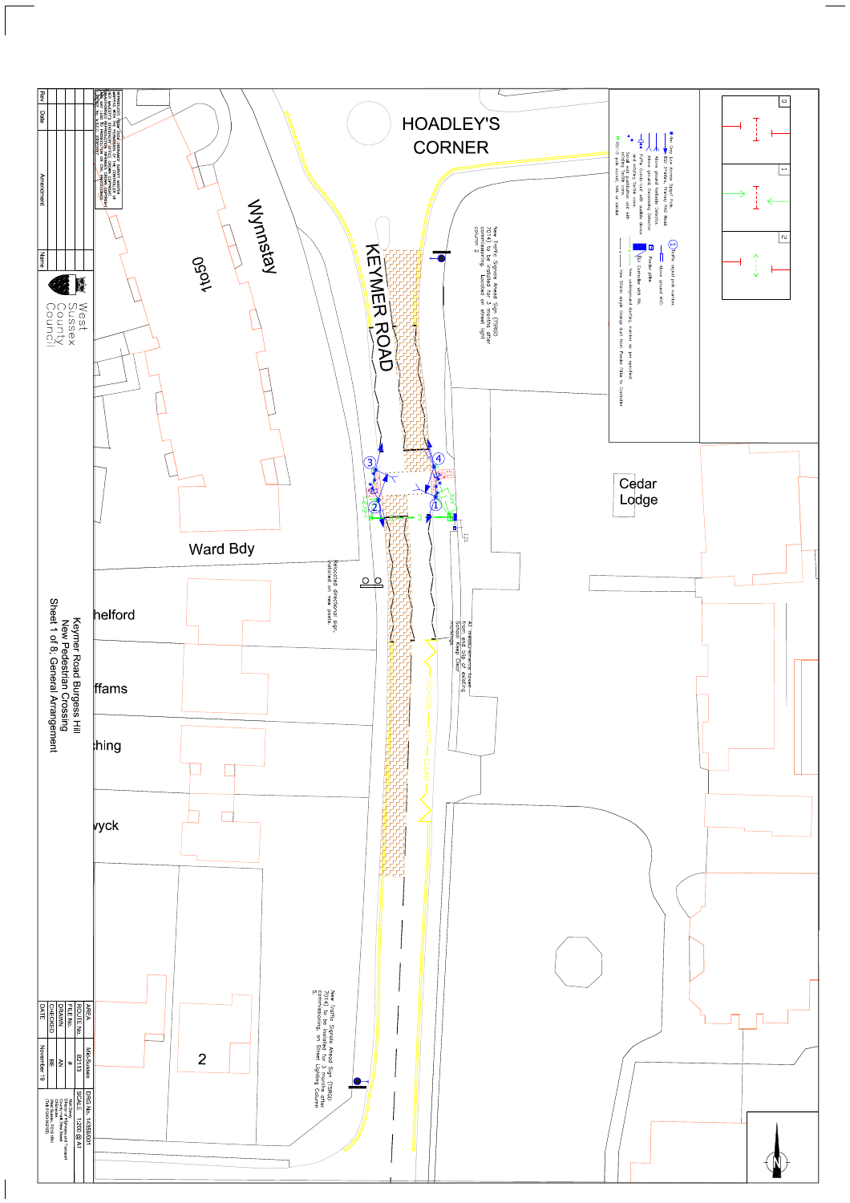HOADLEY'S CORNER

KEYMER ROAD

Wynnstay

1050

Ward Bdy

Cedar Lodge

helford

ffams

ching

wyck

2

New Traffic Signals Ahead Sign (7SRG) 7014) to be installed for 3 months after commissioning. Located on street light column 2.

Relocated directional sign. Installed on new posts.

All marking/reinstatement from end slip of existing School Keep Clear markings.

New Traffic Signals Ahead Sign (7SRG) 7014) to be installed for 3 months after commissioning, on Street Lighting Column 5.

- 4m Low Access Signal Pole
- 1 Traffic signal pole number
- EU: Pedestrian Traffic Signal Head
- Above ground kerbside detector
- Above ground MVD
- Above ground Crossing Detector
- Feeder pillar
- Push button unit with audible device and rotating tactile cone
- DNO / Controller with Cab
- Small pole mounted unit with rotating tactile cone
- New underground ducting, number as per specified
- Ex 60/15 pole socket, tied or similar
- New 50mm single Orange duct from Feeder Pillar to Controller

West Sussex County Council

Keymer Road Burgess Hill
New Pedestrian Crossing
Sheet 1 of 8: General Arrangement

| Rev | Date | Amendment | Name |
|---|---|---|---|
| | | | |

| | | | |
|---|---|---|---|
| AREA | Mid-Sussex | DRG No. | 14350/001 |
| ROUTE No. | B2113 | SCALE | 1:200 @ A1 |
| FILE No. | # | | |
| DRAWN | AN | | |
| CHECKED | BE | | |
| DATE | November 19 | | |